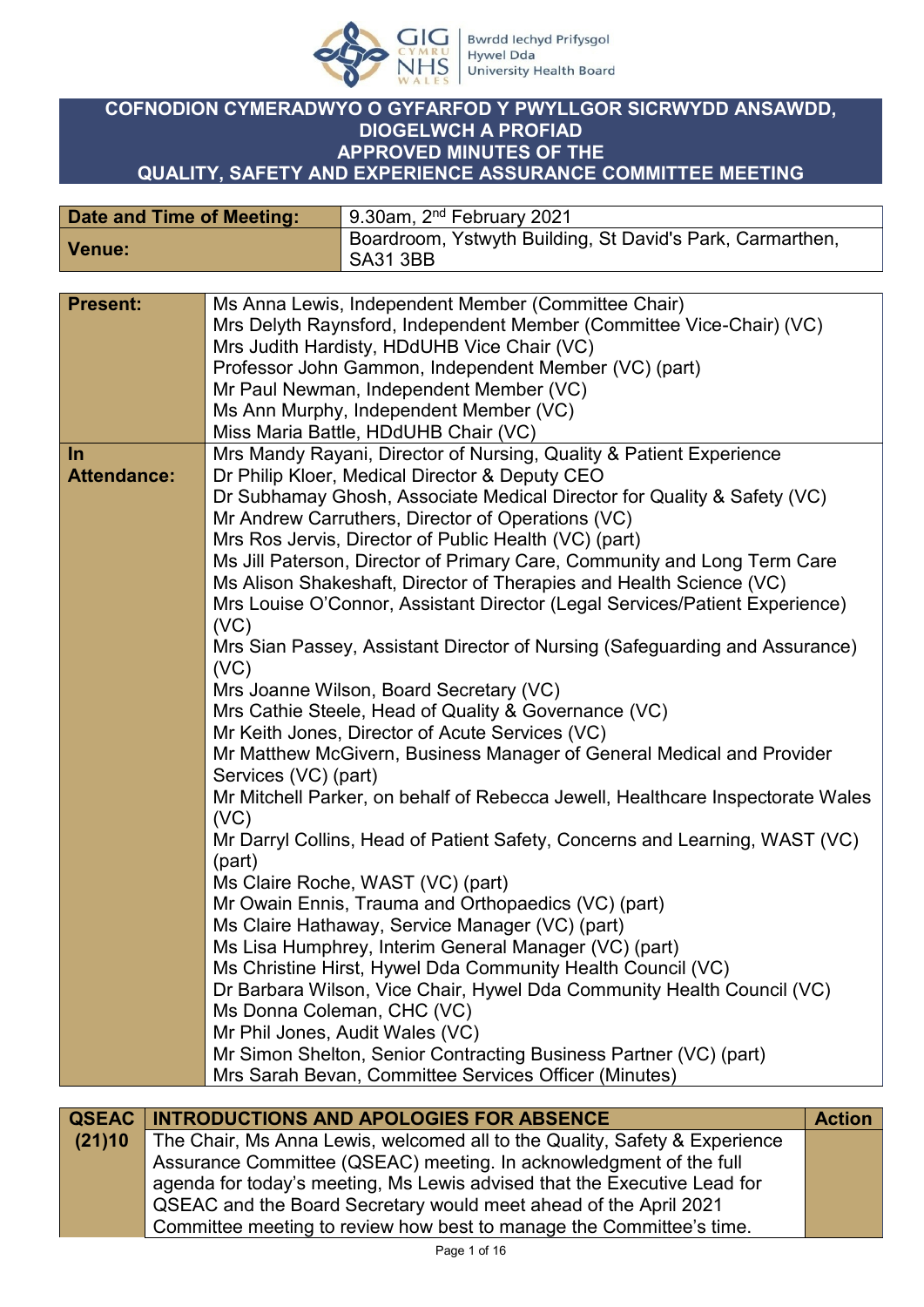# COFNODION CYMERADWYO O GYFARFOD Y PWYLLGOR SICRWYDD ANSAWDD, DIOGELWCH A PROFIAD
# APPROVED MINUTES OF THE QUALITY, SAFETY AND EXPERIENCE ASSURANCE COMMITTEE MEETING

| | |
|---|---|
| **Date and Time of Meeting:** | 9.30am, 2nd February 2021 |
| **Venue:** | Boardroom, Ystwyth Building, St David's Park, Carmarthen, SA31 3BB |

| | |
|---|---|
| **Present:** | Ms Anna Lewis, Independent Member (Committee Chair)<br>Mrs Delyth Raynsford, Independent Member (Committee Vice-Chair) (VC)<br>Mrs Judith Hardisty, HDdUHB Vice Chair (VC)<br>Professor John Gammon, Independent Member (VC) (part)<br>Mr Paul Newman, Independent Member (VC)<br>Ms Ann Murphy, Independent Member (VC)<br>Miss Maria Battle, HDdUHB Chair (VC) |
| **In Attendance:** | Mrs Mandy Rayani, Director of Nursing, Quality & Patient Experience<br>Dr Philip Kloer, Medical Director & Deputy CEO<br>Dr Subhamay Ghosh, Associate Medical Director for Quality & Safety (VC)<br>Mr Andrew Carruthers, Director of Operations (VC)<br>Mrs Ros Jervis, Director of Public Health (VC) (part)<br>Ms Jill Paterson, Director of Primary Care, Community and Long Term Care<br>Ms Alison Shakeshaft, Director of Therapies and Health Science (VC)<br>Mrs Louise O'Connor, Assistant Director (Legal Services/Patient Experience) (VC)<br>Mrs Sian Passey, Assistant Director of Nursing (Safeguarding and Assurance) (VC)<br>Mrs Joanne Wilson, Board Secretary (VC)<br>Mrs Cathie Steele, Head of Quality & Governance (VC)<br>Mr Keith Jones, Director of Acute Services (VC)<br>Mr Matthew McGivern, Business Manager of General Medical and Provider Services (VC) (part)<br>Mr Mitchell Parker, on behalf of Rebecca Jewell, Healthcare Inspectorate Wales (VC)<br>Mr Darryl Collins, Head of Patient Safety, Concerns and Learning, WAST (VC) (part)<br>Ms Claire Roche, WAST (VC) (part)<br>Mr Owain Ennis, Trauma and Orthopaedics (VC) (part)<br>Ms Claire Hathaway, Service Manager (VC) (part)<br>Ms Lisa Humphrey, Interim General Manager (VC) (part)<br>Ms Christine Hirst, Hywel Dda Community Health Council (VC)<br>Dr Barbara Wilson, Vice Chair, Hywel Dda Community Health Council (VC)<br>Ms Donna Coleman, CHC (VC)<br>Mr Phil Jones, Audit Wales (VC)<br>Mr Simon Shelton, Senior Contracting Business Partner (VC) (part)<br>Mrs Sarah Bevan, Committee Services Officer (Minutes) |

| QSEAC (21)10 | INTRODUCTIONS AND APOLOGIES FOR ABSENCE | Action |
|---|---|---|
| | The Chair, Ms Anna Lewis, welcomed all to the Quality, Safety & Experience Assurance Committee (QSEAC) meeting. In acknowledgment of the full agenda for today's meeting, Ms Lewis advised that the Executive Lead for QSEAC and the Board Secretary would meet ahead of the April 2021 Committee meeting to review how best to manage the Committee's time. | |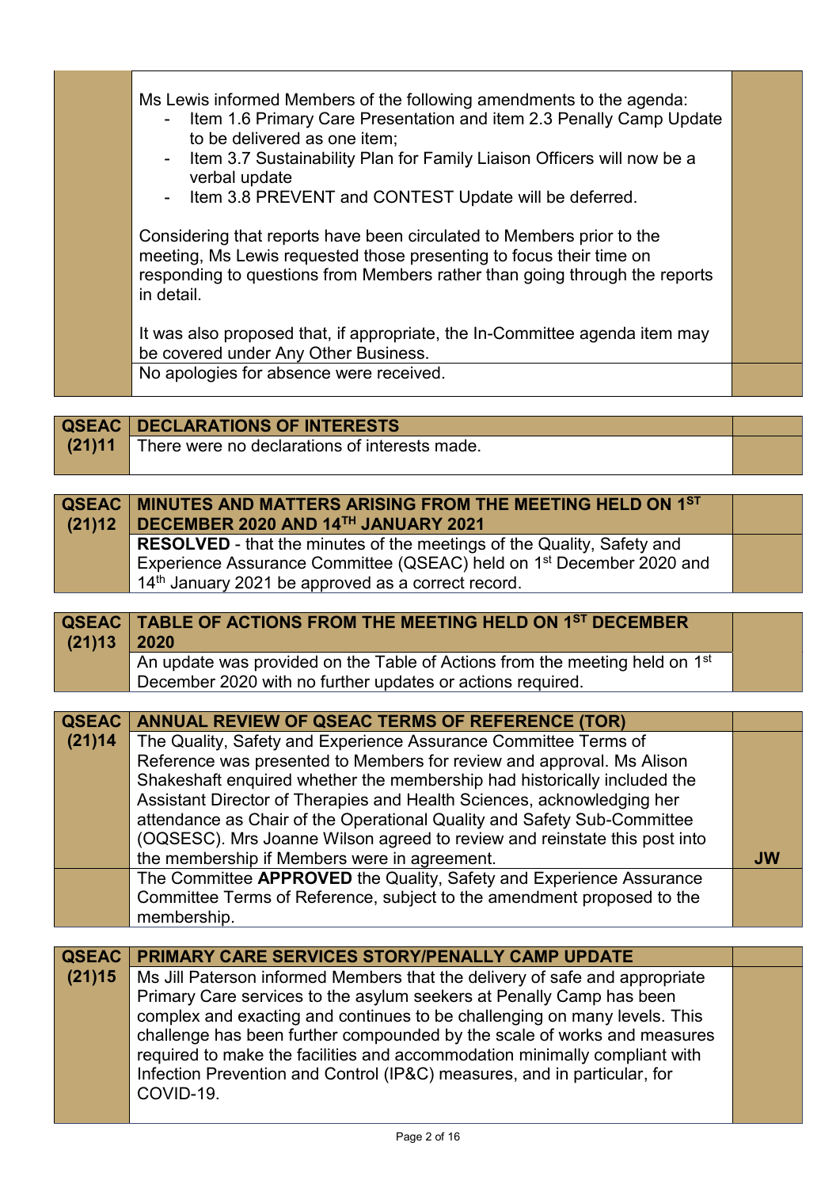| | | |
|---|---|---|
| | Ms Lewis informed Members of the following amendments to the agenda:<br>- Item 1.6 Primary Care Presentation and item 2.3 Penally Camp Update to be delivered as one item;<br>- Item 3.7 Sustainability Plan for Family Liaison Officers will now be a verbal update<br>- Item 3.8 PREVENT and CONTEST Update will be deferred.<br><br>Considering that reports have been circulated to Members prior to the meeting, Ms Lewis requested those presenting to focus their time on responding to questions from Members rather than going through the reports in detail.<br><br>It was also proposed that, if appropriate, the In-Committee agenda item may be covered under Any Other Business. | |
| | No apologies for absence were received. | |

| | | |
|---|---|---|
| **QSEAC (21)11** | **DECLARATIONS OF INTERESTS** | |
| | There were no declarations of interests made. | |

| | | |
|---|---|---|
| **QSEAC (21)12** | **MINUTES AND MATTERS ARISING FROM THE MEETING HELD ON 1ST DECEMBER 2020 AND 14TH JANUARY 2021** | |
| | **RESOLVED** - that the minutes of the meetings of the Quality, Safety and Experience Assurance Committee (QSEAC) held on 1st December 2020 and 14th January 2021 be approved as a correct record. | |

| | | |
|---|---|---|
| **QSEAC (21)13** | **TABLE OF ACTIONS FROM THE MEETING HELD ON 1ST DECEMBER 2020** | |
| | An update was provided on the Table of Actions from the meeting held on 1st December 2020 with no further updates or actions required. | |

| | | |
|---|---|---|
| **QSEAC (21)14** | **ANNUAL REVIEW OF QSEAC TERMS OF REFERENCE (TOR)** | |
| | The Quality, Safety and Experience Assurance Committee Terms of Reference was presented to Members for review and approval. Ms Alison Shakeshaft enquired whether the membership had historically included the Assistant Director of Therapies and Health Sciences, acknowledging her attendance as Chair of the Operational Quality and Safety Sub-Committee (OQSESC). Mrs Joanne Wilson agreed to review and reinstate this post into the membership if Members were in agreement. | **JW** |
| | The Committee **APPROVED** the Quality, Safety and Experience Assurance Committee Terms of Reference, subject to the amendment proposed to the membership. | |

| | | |
|---|---|---|
| **QSEAC (21)15** | **PRIMARY CARE SERVICES STORY/PENALLY CAMP UPDATE** | |
| | Ms Jill Paterson informed Members that the delivery of safe and appropriate Primary Care services to the asylum seekers at Penally Camp has been complex and exacting and continues to be challenging on many levels. This challenge has been further compounded by the scale of works and measures required to make the facilities and accommodation minimally compliant with Infection Prevention and Control (IP&C) measures, and in particular, for COVID-19. | |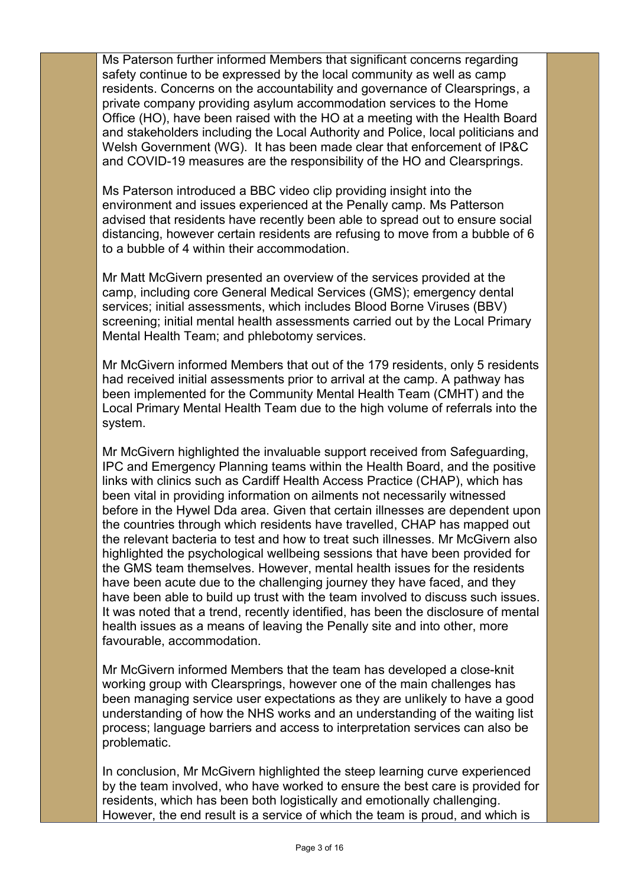Ms Paterson further informed Members that significant concerns regarding safety continue to be expressed by the local community as well as camp residents. Concerns on the accountability and governance of Clearsprings, a private company providing asylum accommodation services to the Home Office (HO), have been raised with the HO at a meeting with the Health Board and stakeholders including the Local Authority and Police, local politicians and Welsh Government (WG). It has been made clear that enforcement of IP&C and COVID-19 measures are the responsibility of the HO and Clearsprings.

Ms Paterson introduced a BBC video clip providing insight into the environment and issues experienced at the Penally camp. Ms Patterson advised that residents have recently been able to spread out to ensure social distancing, however certain residents are refusing to move from a bubble of 6 to a bubble of 4 within their accommodation.

Mr Matt McGivern presented an overview of the services provided at the camp, including core General Medical Services (GMS); emergency dental services; initial assessments, which includes Blood Borne Viruses (BBV) screening; initial mental health assessments carried out by the Local Primary Mental Health Team; and phlebotomy services.

Mr McGivern informed Members that out of the 179 residents, only 5 residents had received initial assessments prior to arrival at the camp. A pathway has been implemented for the Community Mental Health Team (CMHT) and the Local Primary Mental Health Team due to the high volume of referrals into the system.

Mr McGivern highlighted the invaluable support received from Safeguarding, IPC and Emergency Planning teams within the Health Board, and the positive links with clinics such as Cardiff Health Access Practice (CHAP), which has been vital in providing information on ailments not necessarily witnessed before in the Hywel Dda area. Given that certain illnesses are dependent upon the countries through which residents have travelled, CHAP has mapped out the relevant bacteria to test and how to treat such illnesses. Mr McGivern also highlighted the psychological wellbeing sessions that have been provided for the GMS team themselves. However, mental health issues for the residents have been acute due to the challenging journey they have faced, and they have been able to build up trust with the team involved to discuss such issues. It was noted that a trend, recently identified, has been the disclosure of mental health issues as a means of leaving the Penally site and into other, more favourable, accommodation.

Mr McGivern informed Members that the team has developed a close-knit working group with Clearsprings, however one of the main challenges has been managing service user expectations as they are unlikely to have a good understanding of how the NHS works and an understanding of the waiting list process; language barriers and access to interpretation services can also be problematic.

In conclusion, Mr McGivern highlighted the steep learning curve experienced by the team involved, who have worked to ensure the best care is provided for residents, which has been both logistically and emotionally challenging. However, the end result is a service of which the team is proud, and which is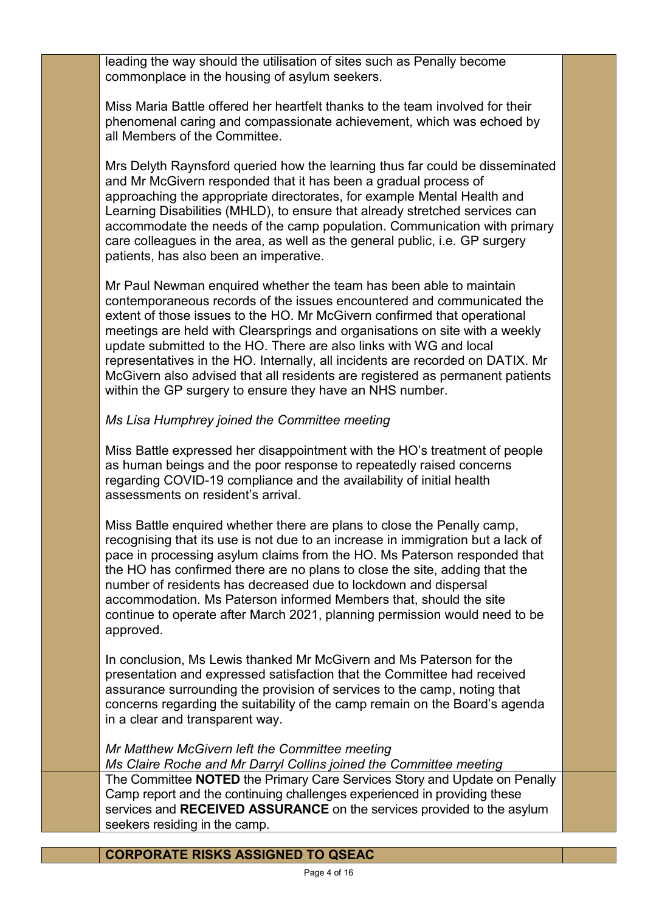leading the way should the utilisation of sites such as Penally become commonplace in the housing of asylum seekers.

Miss Maria Battle offered her heartfelt thanks to the team involved for their phenomenal caring and compassionate achievement, which was echoed by all Members of the Committee.

Mrs Delyth Raynsford queried how the learning thus far could be disseminated and Mr McGivern responded that it has been a gradual process of approaching the appropriate directorates, for example Mental Health and Learning Disabilities (MHLD), to ensure that already stretched services can accommodate the needs of the camp population. Communication with primary care colleagues in the area, as well as the general public, i.e. GP surgery patients, has also been an imperative.

Mr Paul Newman enquired whether the team has been able to maintain contemporaneous records of the issues encountered and communicated the extent of those issues to the HO. Mr McGivern confirmed that operational meetings are held with Clearsprings and organisations on site with a weekly update submitted to the HO. There are also links with WG and local representatives in the HO. Internally, all incidents are recorded on DATIX. Mr McGivern also advised that all residents are registered as permanent patients within the GP surgery to ensure they have an NHS number.

*Ms Lisa Humphrey joined the Committee meeting*

Miss Battle expressed her disappointment with the HO's treatment of people as human beings and the poor response to repeatedly raised concerns regarding COVID-19 compliance and the availability of initial health assessments on resident's arrival.

Miss Battle enquired whether there are plans to close the Penally camp, recognising that its use is not due to an increase in immigration but a lack of pace in processing asylum claims from the HO. Ms Paterson responded that the HO has confirmed there are no plans to close the site, adding that the number of residents has decreased due to lockdown and dispersal accommodation. Ms Paterson informed Members that, should the site continue to operate after March 2021, planning permission would need to be approved.

In conclusion, Ms Lewis thanked Mr McGivern and Ms Paterson for the presentation and expressed satisfaction that the Committee had received assurance surrounding the provision of services to the camp, noting that concerns regarding the suitability of the camp remain on the Board's agenda in a clear and transparent way.

*Mr Matthew McGivern left the Committee meeting*
*Ms Claire Roche and Mr Darryl Collins joined the Committee meeting*

The Committee **NOTED** the Primary Care Services Story and Update on Penally Camp report and the continuing challenges experienced in providing these services and **RECEIVED ASSURANCE** on the services provided to the asylum seekers residing in the camp.

**CORPORATE RISKS ASSIGNED TO QSEAC**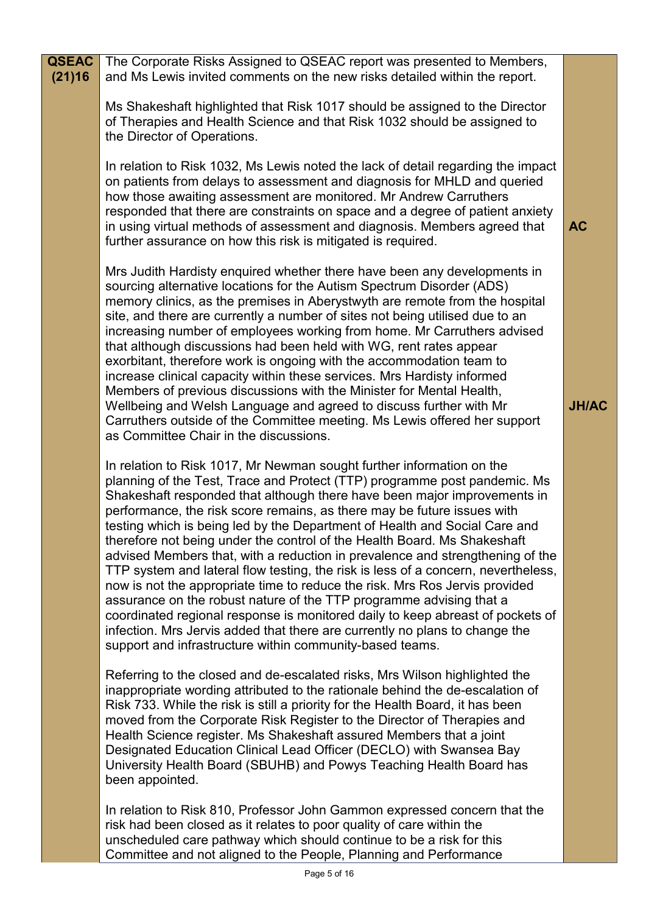| | | |
|---|---|---|
| **QSEAC (21)16** | The Corporate Risks Assigned to QSEAC report was presented to Members, and Ms Lewis invited comments on the new risks detailed within the report.<br><br>Ms Shakeshaft highlighted that Risk 1017 should be assigned to the Director of Therapies and Health Science and that Risk 1032 should be assigned to the Director of Operations.<br><br>In relation to Risk 1032, Ms Lewis noted the lack of detail regarding the impact on patients from delays to assessment and diagnosis for MHLD and queried how those awaiting assessment are monitored. Mr Andrew Carruthers responded that there are constraints on space and a degree of patient anxiety in using virtual methods of assessment and diagnosis. Members agreed that further assurance on how this risk is mitigated is required.<br><br>Mrs Judith Hardisty enquired whether there have been any developments in sourcing alternative locations for the Autism Spectrum Disorder (ADS) memory clinics, as the premises in Aberystwyth are remote from the hospital site, and there are currently a number of sites not being utilised due to an increasing number of employees working from home. Mr Carruthers advised that although discussions had been held with WG, rent rates appear exorbitant, therefore work is ongoing with the accommodation team to increase clinical capacity within these services. Mrs Hardisty informed Members of previous discussions with the Minister for Mental Health, Wellbeing and Welsh Language and agreed to discuss further with Mr Carruthers outside of the Committee meeting. Ms Lewis offered her support as Committee Chair in the discussions.<br><br>In relation to Risk 1017, Mr Newman sought further information on the planning of the Test, Trace and Protect (TTP) programme post pandemic. Ms Shakeshaft responded that although there have been major improvements in performance, the risk score remains, as there may be future issues with testing which is being led by the Department of Health and Social Care and therefore not being under the control of the Health Board. Ms Shakeshaft advised Members that, with a reduction in prevalence and strengthening of the TTP system and lateral flow testing, the risk is less of a concern, nevertheless, now is not the appropriate time to reduce the risk. Mrs Ros Jervis provided assurance on the robust nature of the TTP programme advising that a coordinated regional response is monitored daily to keep abreast of pockets of infection. Mrs Jervis added that there are currently no plans to change the support and infrastructure within community-based teams.<br><br>Referring to the closed and de-escalated risks, Mrs Wilson highlighted the inappropriate wording attributed to the rationale behind the de-escalation of Risk 733. While the risk is still a priority for the Health Board, it has been moved from the Corporate Risk Register to the Director of Therapies and Health Science register. Ms Shakeshaft assured Members that a joint Designated Education Clinical Lead Officer (DECLO) with Swansea Bay University Health Board (SBUHB) and Powys Teaching Health Board has been appointed.<br><br>In relation to Risk 810, Professor John Gammon expressed concern that the risk had been closed as it relates to poor quality of care within the unscheduled care pathway which should continue to be a risk for this Committee and not aligned to the People, Planning and Performance | **AC**<br><br>**JH/AC** |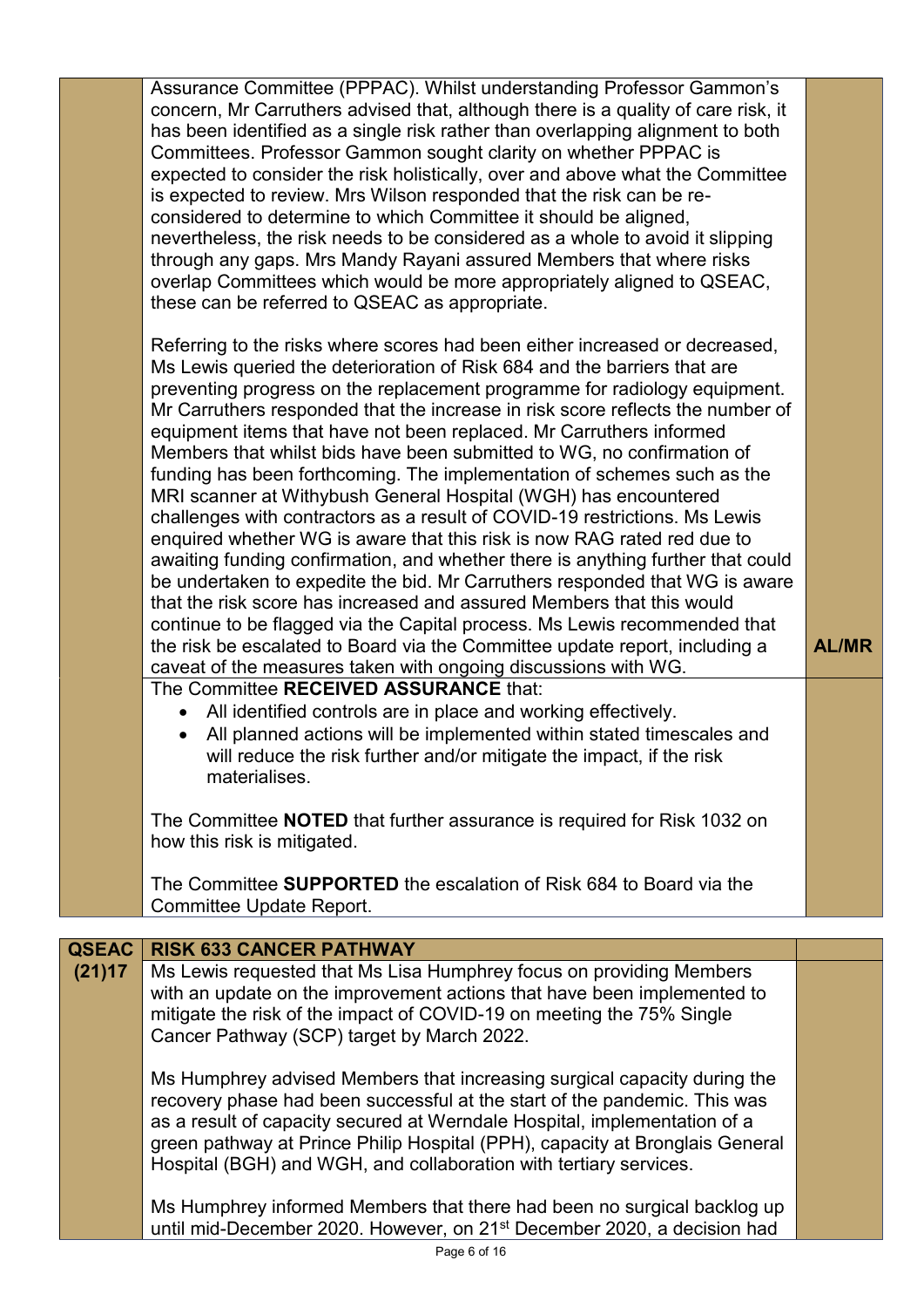| | | |
|---|---|---|
| | Assurance Committee (PPPAC). Whilst understanding Professor Gammon's concern, Mr Carruthers advised that, although there is a quality of care risk, it has been identified as a single risk rather than overlapping alignment to both Committees. Professor Gammon sought clarity on whether PPPAC is expected to consider the risk holistically, over and above what the Committee is expected to review. Mrs Wilson responded that the risk can be re-considered to determine to which Committee it should be aligned, nevertheless, the risk needs to be considered as a whole to avoid it slipping through any gaps. Mrs Mandy Rayani assured Members that where risks overlap Committees which would be more appropriately aligned to QSEAC, these can be referred to QSEAC as appropriate.<br><br>Referring to the risks where scores had been either increased or decreased, Ms Lewis queried the deterioration of Risk 684 and the barriers that are preventing progress on the replacement programme for radiology equipment. Mr Carruthers responded that the increase in risk score reflects the number of equipment items that have not been replaced. Mr Carruthers informed Members that whilst bids have been submitted to WG, no confirmation of funding has been forthcoming. The implementation of schemes such as the MRI scanner at Withybush General Hospital (WGH) has encountered challenges with contractors as a result of COVID-19 restrictions. Ms Lewis enquired whether WG is aware that this risk is now RAG rated red due to awaiting funding confirmation, and whether there is anything further that could be undertaken to expedite the bid. Mr Carruthers responded that WG is aware that the risk score has increased and assured Members that this would continue to be flagged via the Capital process. Ms Lewis recommended that the risk be escalated to Board via the Committee update report, including a caveat of the measures taken with ongoing discussions with WG. | **AL/MR** |
| | The Committee **RECEIVED ASSURANCE** that:<br>• All identified controls are in place and working effectively.<br>• All planned actions will be implemented within stated timescales and will reduce the risk further and/or mitigate the impact, if the risk materialises.<br><br>The Committee **NOTED** that further assurance is required for Risk 1032 on how this risk is mitigated.<br><br>The Committee **SUPPORTED** the escalation of Risk 684 to Board via the Committee Update Report. | |

| | | |
|---|---|---|
| **QSEAC (21)17** | **RISK 633 CANCER PATHWAY** | |
| | Ms Lewis requested that Ms Lisa Humphrey focus on providing Members with an update on the improvement actions that have been implemented to mitigate the risk of the impact of COVID-19 on meeting the 75% Single Cancer Pathway (SCP) target by March 2022.<br><br>Ms Humphrey advised Members that increasing surgical capacity during the recovery phase had been successful at the start of the pandemic. This was as a result of capacity secured at Werndale Hospital, implementation of a green pathway at Prince Philip Hospital (PPH), capacity at Bronglais General Hospital (BGH) and WGH, and collaboration with tertiary services.<br><br>Ms Humphrey informed Members that there had been no surgical backlog up until mid-December 2020. However, on 21st December 2020, a decision had | |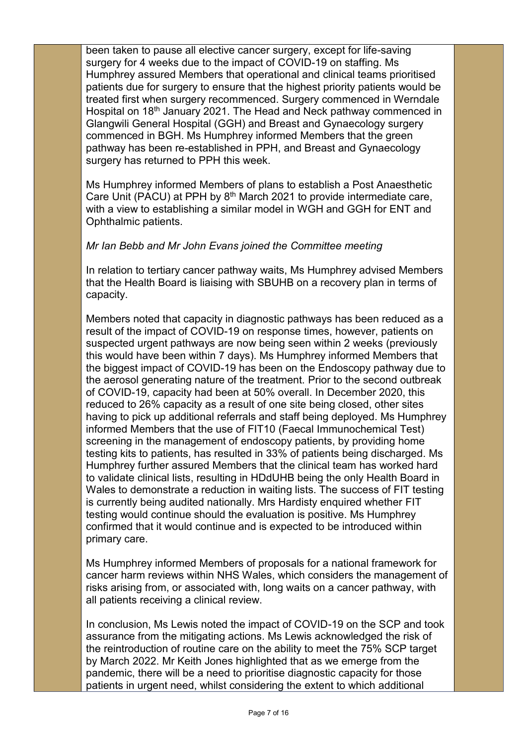been taken to pause all elective cancer surgery, except for life-saving surgery for 4 weeks due to the impact of COVID-19 on staffing. Ms Humphrey assured Members that operational and clinical teams prioritised patients due for surgery to ensure that the highest priority patients would be treated first when surgery recommenced. Surgery commenced in Werndale Hospital on 18th January 2021. The Head and Neck pathway commenced in Glangwili General Hospital (GGH) and Breast and Gynaecology surgery commenced in BGH. Ms Humphrey informed Members that the green pathway has been re-established in PPH, and Breast and Gynaecology surgery has returned to PPH this week.

Ms Humphrey informed Members of plans to establish a Post Anaesthetic Care Unit (PACU) at PPH by 8th March 2021 to provide intermediate care, with a view to establishing a similar model in WGH and GGH for ENT and Ophthalmic patients.

*Mr Ian Bebb and Mr John Evans joined the Committee meeting*

In relation to tertiary cancer pathway waits, Ms Humphrey advised Members that the Health Board is liaising with SBUHB on a recovery plan in terms of capacity.

Members noted that capacity in diagnostic pathways has been reduced as a result of the impact of COVID-19 on response times, however, patients on suspected urgent pathways are now being seen within 2 weeks (previously this would have been within 7 days). Ms Humphrey informed Members that the biggest impact of COVID-19 has been on the Endoscopy pathway due to the aerosol generating nature of the treatment. Prior to the second outbreak of COVID-19, capacity had been at 50% overall. In December 2020, this reduced to 26% capacity as a result of one site being closed, other sites having to pick up additional referrals and staff being deployed. Ms Humphrey informed Members that the use of FIT10 (Faecal Immunochemical Test) screening in the management of endoscopy patients, by providing home testing kits to patients, has resulted in 33% of patients being discharged. Ms Humphrey further assured Members that the clinical team has worked hard to validate clinical lists, resulting in HDdUHB being the only Health Board in Wales to demonstrate a reduction in waiting lists. The success of FIT testing is currently being audited nationally. Mrs Hardisty enquired whether FIT testing would continue should the evaluation is positive. Ms Humphrey confirmed that it would continue and is expected to be introduced within primary care.

Ms Humphrey informed Members of proposals for a national framework for cancer harm reviews within NHS Wales, which considers the management of risks arising from, or associated with, long waits on a cancer pathway, with all patients receiving a clinical review.

In conclusion, Ms Lewis noted the impact of COVID-19 on the SCP and took assurance from the mitigating actions. Ms Lewis acknowledged the risk of the reintroduction of routine care on the ability to meet the 75% SCP target by March 2022. Mr Keith Jones highlighted that as we emerge from the pandemic, there will be a need to prioritise diagnostic capacity for those patients in urgent need, whilst considering the extent to which additional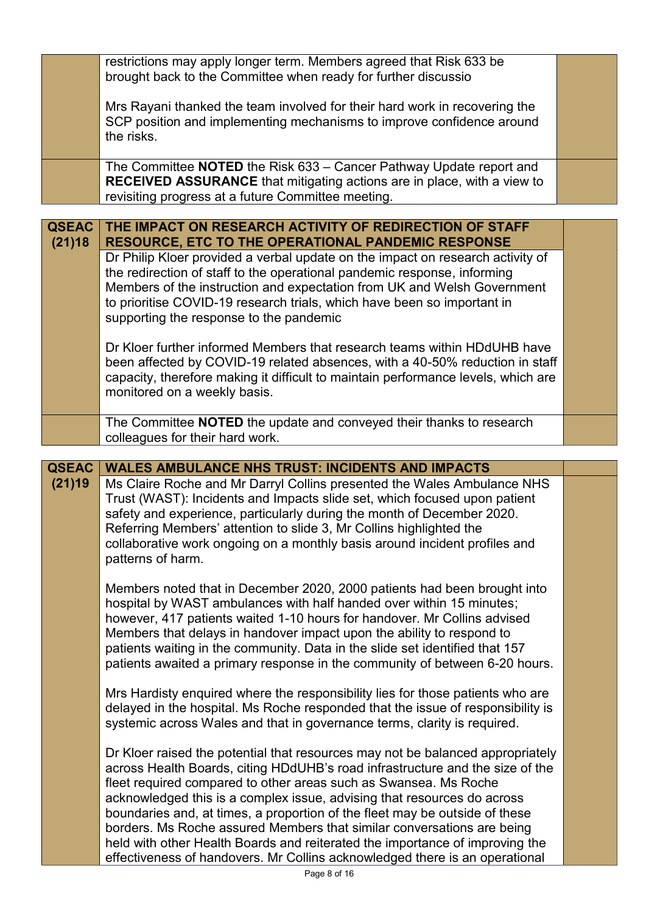| | | |
|---|---|---|
| | restrictions may apply longer term. Members agreed that Risk 633 be brought back to the Committee when ready for further discussio<br><br>Mrs Rayani thanked the team involved for their hard work in recovering the SCP position and implementing mechanisms to improve confidence around the risks. | |
| | The Committee **NOTED** the Risk 633 – Cancer Pathway Update report and **RECEIVED ASSURANCE** that mitigating actions are in place, with a view to revisiting progress at a future Committee meeting. | |

| | | |
|---|---|---|
| **QSEAC (21)18** | **THE IMPACT ON RESEARCH ACTIVITY OF REDIRECTION OF STAFF RESOURCE, ETC TO THE OPERATIONAL PANDEMIC RESPONSE** | |
| | Dr Philip Kloer provided a verbal update on the impact on research activity of the redirection of staff to the operational pandemic response, informing Members of the instruction and expectation from UK and Welsh Government to prioritise COVID-19 research trials, which have been so important in supporting the response to the pandemic<br><br>Dr Kloer further informed Members that research teams within HDdUHB have been affected by COVID-19 related absences, with a 40-50% reduction in staff capacity, therefore making it difficult to maintain performance levels, which are monitored on a weekly basis. | |
| | The Committee **NOTED** the update and conveyed their thanks to research colleagues for their hard work. | |

| | | |
|---|---|---|
| **QSEAC (21)19** | **WALES AMBULANCE NHS TRUST: INCIDENTS AND IMPACTS** | |
| | Ms Claire Roche and Mr Darryl Collins presented the Wales Ambulance NHS Trust (WAST): Incidents and Impacts slide set, which focused upon patient safety and experience, particularly during the month of December 2020. Referring Members' attention to slide 3, Mr Collins highlighted the collaborative work ongoing on a monthly basis around incident profiles and patterns of harm.<br><br>Members noted that in December 2020, 2000 patients had been brought into hospital by WAST ambulances with half handed over within 15 minutes; however, 417 patients waited 1-10 hours for handover. Mr Collins advised Members that delays in handover impact upon the ability to respond to patients waiting in the community. Data in the slide set identified that 157 patients awaited a primary response in the community of between 6-20 hours.<br><br>Mrs Hardisty enquired where the responsibility lies for those patients who are delayed in the hospital. Ms Roche responded that the issue of responsibility is systemic across Wales and that in governance terms, clarity is required.<br><br>Dr Kloer raised the potential that resources may not be balanced appropriately across Health Boards, citing HDdUHB's road infrastructure and the size of the fleet required compared to other areas such as Swansea. Ms Roche acknowledged this is a complex issue, advising that resources do across boundaries and, at times, a proportion of the fleet may be outside of these borders. Ms Roche assured Members that similar conversations are being held with other Health Boards and reiterated the importance of improving the effectiveness of handovers. Mr Collins acknowledged there is an operational | |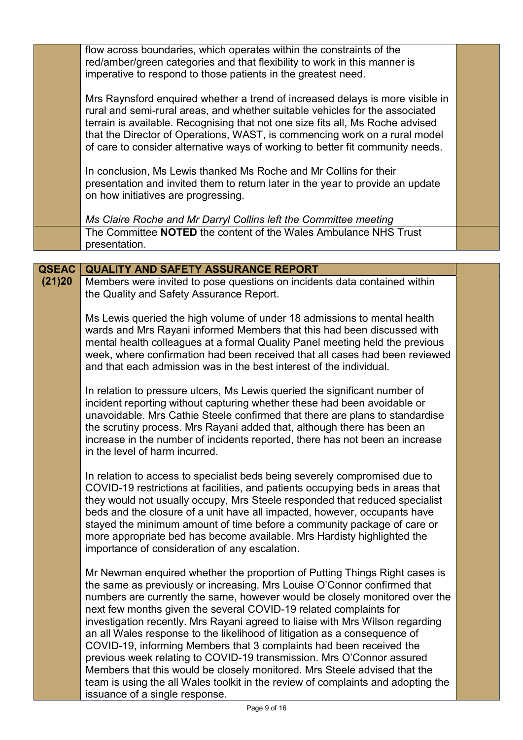flow across boundaries, which operates within the constraints of the red/amber/green categories and that flexibility to work in this manner is imperative to respond to those patients in the greatest need.

Mrs Raynsford enquired whether a trend of increased delays is more visible in rural and semi-rural areas, and whether suitable vehicles for the associated terrain is available. Recognising that not one size fits all, Ms Roche advised that the Director of Operations, WAST, is commencing work on a rural model of care to consider alternative ways of working to better fit community needs.

In conclusion, Ms Lewis thanked Ms Roche and Mr Collins for their presentation and invited them to return later in the year to provide an update on how initiatives are progressing.

*Ms Claire Roche and Mr Darryl Collins left the Committee meeting*

The Committee **NOTED** the content of the Wales Ambulance NHS Trust presentation.

## QSEAC (21)20 QUALITY AND SAFETY ASSURANCE REPORT

Members were invited to pose questions on incidents data contained within the Quality and Safety Assurance Report.

Ms Lewis queried the high volume of under 18 admissions to mental health wards and Mrs Rayani informed Members that this had been discussed with mental health colleagues at a formal Quality Panel meeting held the previous week, where confirmation had been received that all cases had been reviewed and that each admission was in the best interest of the individual.

In relation to pressure ulcers, Ms Lewis queried the significant number of incident reporting without capturing whether these had been avoidable or unavoidable. Mrs Cathie Steele confirmed that there are plans to standardise the scrutiny process. Mrs Rayani added that, although there has been an increase in the number of incidents reported, there has not been an increase in the level of harm incurred.

In relation to access to specialist beds being severely compromised due to COVID-19 restrictions at facilities, and patients occupying beds in areas that they would not usually occupy, Mrs Steele responded that reduced specialist beds and the closure of a unit have all impacted, however, occupants have stayed the minimum amount of time before a community package of care or more appropriate bed has become available. Mrs Hardisty highlighted the importance of consideration of any escalation.

Mr Newman enquired whether the proportion of Putting Things Right cases is the same as previously or increasing. Mrs Louise O'Connor confirmed that numbers are currently the same, however would be closely monitored over the next few months given the several COVID-19 related complaints for investigation recently. Mrs Rayani agreed to liaise with Mrs Wilson regarding an all Wales response to the likelihood of litigation as a consequence of COVID-19, informing Members that 3 complaints had been received the previous week relating to COVID-19 transmission. Mrs O'Connor assured Members that this would be closely monitored. Mrs Steele advised that the team is using the all Wales toolkit in the review of complaints and adopting the issuance of a single response.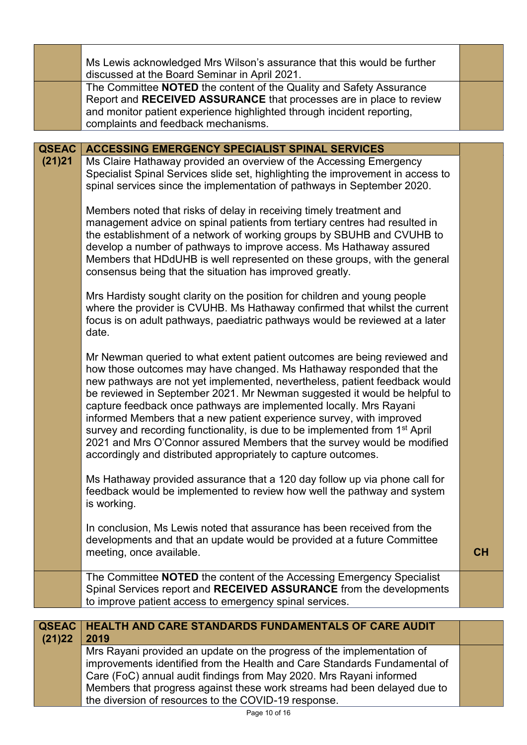| | | |
|---|---|---|
| | Ms Lewis acknowledged Mrs Wilson's assurance that this would be further discussed at the Board Seminar in April 2021. | |
| | The Committee **NOTED** the content of the Quality and Safety Assurance Report and **RECEIVED ASSURANCE** that processes are in place to review and monitor patient experience highlighted through incident reporting, complaints and feedback mechanisms. | |

| **QSEAC (21)21** | **ACCESSING EMERGENCY SPECIALIST SPINAL SERVICES** | |
|---|---|---|
| | Ms Claire Hathaway provided an overview of the Accessing Emergency Specialist Spinal Services slide set, highlighting the improvement in access to spinal services since the implementation of pathways in September 2020.<br><br>Members noted that risks of delay in receiving timely treatment and management advice on spinal patients from tertiary centres had resulted in the establishment of a network of working groups by SBUHB and CVUHB to develop a number of pathways to improve access. Ms Hathaway assured Members that HDdUHB is well represented on these groups, with the general consensus being that the situation has improved greatly.<br><br>Mrs Hardisty sought clarity on the position for children and young people where the provider is CVUHB. Ms Hathaway confirmed that whilst the current focus is on adult pathways, paediatric pathways would be reviewed at a later date.<br><br>Mr Newman queried to what extent patient outcomes are being reviewed and how those outcomes may have changed. Ms Hathaway responded that the new pathways are not yet implemented, nevertheless, patient feedback would be reviewed in September 2021. Mr Newman suggested it would be helpful to capture feedback once pathways are implemented locally. Mrs Rayani informed Members that a new patient experience survey, with improved survey and recording functionality, is due to be implemented from 1st April 2021 and Mrs O'Connor assured Members that the survey would be modified accordingly and distributed appropriately to capture outcomes.<br><br>Ms Hathaway provided assurance that a 120 day follow up via phone call for feedback would be implemented to review how well the pathway and system is working.<br><br>In conclusion, Ms Lewis noted that assurance has been received from the developments and that an update would be provided at a future Committee meeting, once available. | **CH** |
| | The Committee **NOTED** the content of the Accessing Emergency Specialist Spinal Services report and **RECEIVED ASSURANCE** from the developments to improve patient access to emergency spinal services. | |

| **QSEAC (21)22** | **HEALTH AND CARE STANDARDS FUNDAMENTALS OF CARE AUDIT 2019** | |
|---|---|---|
| | Mrs Rayani provided an update on the progress of the implementation of improvements identified from the Health and Care Standards Fundamental of Care (FoC) annual audit findings from May 2020. Mrs Rayani informed Members that progress against these work streams had been delayed due to the diversion of resources to the COVID-19 response. | |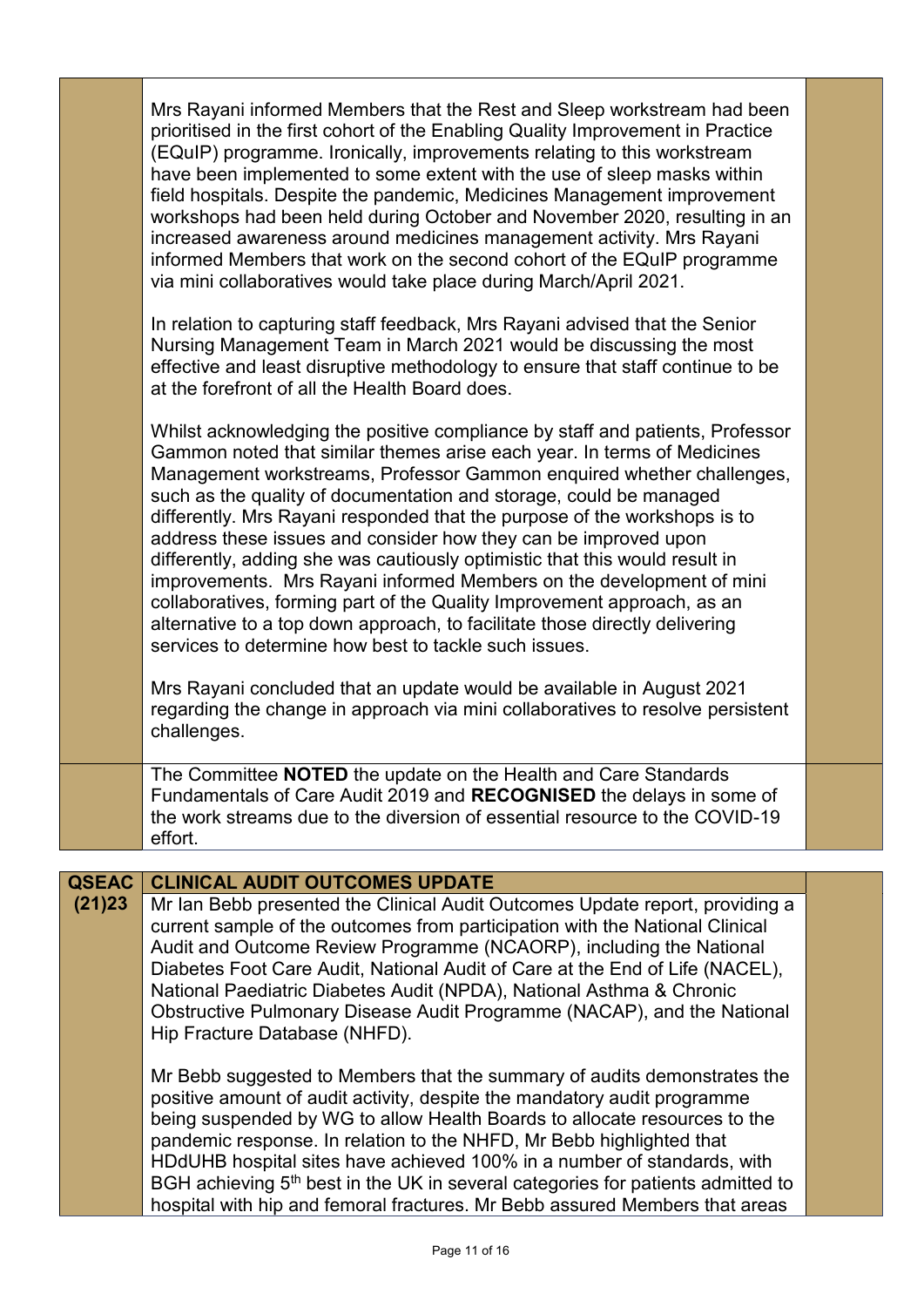| | | |
|---|---|---|
| | Mrs Rayani informed Members that the Rest and Sleep workstream had been prioritised in the first cohort of the Enabling Quality Improvement in Practice (EQuIP) programme. Ironically, improvements relating to this workstream have been implemented to some extent with the use of sleep masks within field hospitals. Despite the pandemic, Medicines Management improvement workshops had been held during October and November 2020, resulting in an increased awareness around medicines management activity. Mrs Rayani informed Members that work on the second cohort of the EQuIP programme via mini collaboratives would take place during March/April 2021.<br><br>In relation to capturing staff feedback, Mrs Rayani advised that the Senior Nursing Management Team in March 2021 would be discussing the most effective and least disruptive methodology to ensure that staff continue to be at the forefront of all the Health Board does.<br><br>Whilst acknowledging the positive compliance by staff and patients, Professor Gammon noted that similar themes arise each year. In terms of Medicines Management workstreams, Professor Gammon enquired whether challenges, such as the quality of documentation and storage, could be managed differently. Mrs Rayani responded that the purpose of the workshops is to address these issues and consider how they can be improved upon differently, adding she was cautiously optimistic that this would result in improvements. Mrs Rayani informed Members on the development of mini collaboratives, forming part of the Quality Improvement approach, as an alternative to a top down approach, to facilitate those directly delivering services to determine how best to tackle such issues.<br><br>Mrs Rayani concluded that an update would be available in August 2021 regarding the change in approach via mini collaboratives to resolve persistent challenges. | |
| | The Committee **NOTED** the update on the Health and Care Standards Fundamentals of Care Audit 2019 and **RECOGNISED** the delays in some of the work streams due to the diversion of essential resource to the COVID-19 effort. | |

| | | |
|---|---|---|
| **QSEAC (21)23** | **CLINICAL AUDIT OUTCOMES UPDATE** | |
| | Mr Ian Bebb presented the Clinical Audit Outcomes Update report, providing a current sample of the outcomes from participation with the National Clinical Audit and Outcome Review Programme (NCAORP), including the National Diabetes Foot Care Audit, National Audit of Care at the End of Life (NACEL), National Paediatric Diabetes Audit (NPDA), National Asthma & Chronic Obstructive Pulmonary Disease Audit Programme (NACAP), and the National Hip Fracture Database (NHFD).<br><br>Mr Bebb suggested to Members that the summary of audits demonstrates the positive amount of audit activity, despite the mandatory audit programme being suspended by WG to allow Health Boards to allocate resources to the pandemic response. In relation to the NHFD, Mr Bebb highlighted that HDdUHB hospital sites have achieved 100% in a number of standards, with BGH achieving 5th best in the UK in several categories for patients admitted to hospital with hip and femoral fractures. Mr Bebb assured Members that areas | |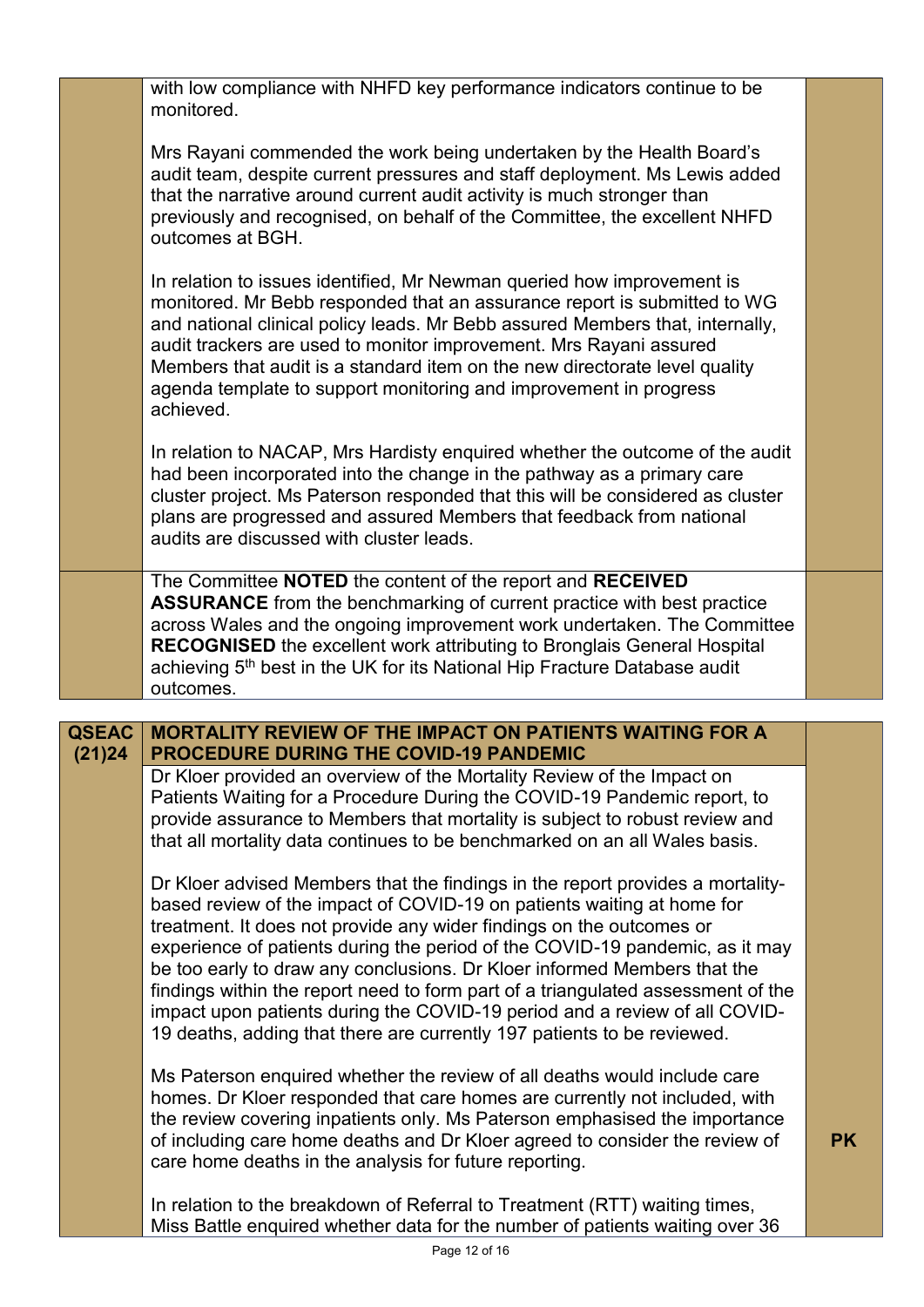| | | |
|---|---|---|
| | with low compliance with NHFD key performance indicators continue to be monitored.<br><br>Mrs Rayani commended the work being undertaken by the Health Board's audit team, despite current pressures and staff deployment. Ms Lewis added that the narrative around current audit activity is much stronger than previously and recognised, on behalf of the Committee, the excellent NHFD outcomes at BGH.<br><br>In relation to issues identified, Mr Newman queried how improvement is monitored. Mr Bebb responded that an assurance report is submitted to WG and national clinical policy leads. Mr Bebb assured Members that, internally, audit trackers are used to monitor improvement. Mrs Rayani assured Members that audit is a standard item on the new directorate level quality agenda template to support monitoring and improvement in progress achieved.<br><br>In relation to NACAP, Mrs Hardisty enquired whether the outcome of the audit had been incorporated into the change in the pathway as a primary care cluster project. Ms Paterson responded that this will be considered as cluster plans are progressed and assured Members that feedback from national audits are discussed with cluster leads. | |
| | The Committee **NOTED** the content of the report and **RECEIVED ASSURANCE** from the benchmarking of current practice with best practice across Wales and the ongoing improvement work undertaken. The Committee **RECOGNISED** the excellent work attributing to Bronglais General Hospital achieving 5th best in the UK for its National Hip Fracture Database audit outcomes. | |

| | | |
|---|---|---|
| **QSEAC (21)24** | **MORTALITY REVIEW OF THE IMPACT ON PATIENTS WAITING FOR A PROCEDURE DURING THE COVID-19 PANDEMIC** | |
| | Dr Kloer provided an overview of the Mortality Review of the Impact on Patients Waiting for a Procedure During the COVID-19 Pandemic report, to provide assurance to Members that mortality is subject to robust review and that all mortality data continues to be benchmarked on an all Wales basis.<br><br>Dr Kloer advised Members that the findings in the report provides a mortality-based review of the impact of COVID-19 on patients waiting at home for treatment. It does not provide any wider findings on the outcomes or experience of patients during the period of the COVID-19 pandemic, as it may be too early to draw any conclusions. Dr Kloer informed Members that the findings within the report need to form part of a triangulated assessment of the impact upon patients during the COVID-19 period and a review of all COVID-19 deaths, adding that there are currently 197 patients to be reviewed.<br><br>Ms Paterson enquired whether the review of all deaths would include care homes. Dr Kloer responded that care homes are currently not included, with the review covering inpatients only. Ms Paterson emphasised the importance of including care home deaths and Dr Kloer agreed to consider the review of care home deaths in the analysis for future reporting.<br><br>In relation to the breakdown of Referral to Treatment (RTT) waiting times, Miss Battle enquired whether data for the number of patients waiting over 36 | **PK** |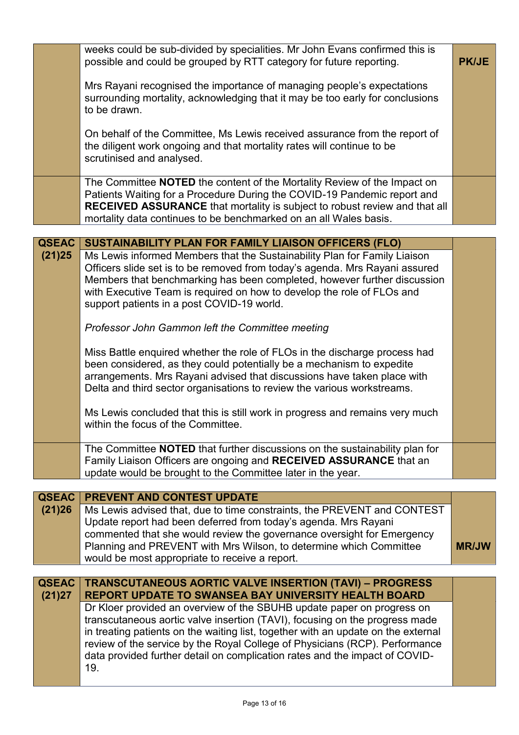| | | |
|---|---|---|
| | weeks could be sub-divided by specialities. Mr John Evans confirmed this is possible and could be grouped by RTT category for future reporting.<br><br>Mrs Rayani recognised the importance of managing people's expectations surrounding mortality, acknowledging that it may be too early for conclusions to be drawn.<br><br>On behalf of the Committee, Ms Lewis received assurance from the report of the diligent work ongoing and that mortality rates will continue to be scrutinised and analysed. | **PK/JE** |
| | The Committee **NOTED** the content of the Mortality Review of the Impact on Patients Waiting for a Procedure During the COVID-19 Pandemic report and **RECEIVED ASSURANCE** that mortality is subject to robust review and that all mortality data continues to be benchmarked on an all Wales basis. | |

| | | |
|---|---|---|
| **QSEAC (21)25** | **SUSTAINABILITY PLAN FOR FAMILY LIAISON OFFICERS (FLO)** | |
| | Ms Lewis informed Members that the Sustainability Plan for Family Liaison Officers slide set is to be removed from today's agenda. Mrs Rayani assured Members that benchmarking has been completed, however further discussion with Executive Team is required on how to develop the role of FLOs and support patients in a post COVID-19 world.<br><br>*Professor John Gammon left the Committee meeting*<br><br>Miss Battle enquired whether the role of FLOs in the discharge process had been considered, as they could potentially be a mechanism to expedite arrangements. Mrs Rayani advised that discussions have taken place with Delta and third sector organisations to review the various workstreams.<br><br>Ms Lewis concluded that this is still work in progress and remains very much within the focus of the Committee. | |
| | The Committee **NOTED** that further discussions on the sustainability plan for Family Liaison Officers are ongoing and **RECEIVED ASSURANCE** that an update would be brought to the Committee later in the year. | |

| | | |
|---|---|---|
| **QSEAC (21)26** | **PREVENT AND CONTEST UPDATE** | |
| | Ms Lewis advised that, due to time constraints, the PREVENT and CONTEST Update report had been deferred from today's agenda. Mrs Rayani commented that she would review the governance oversight for Emergency Planning and PREVENT with Mrs Wilson, to determine which Committee would be most appropriate to receive a report. | **MR/JW** |

| | | |
|---|---|---|
| **QSEAC (21)27** | **TRANSCUTANEOUS AORTIC VALVE INSERTION (TAVI) – PROGRESS REPORT UPDATE TO SWANSEA BAY UNIVERSITY HEALTH BOARD** | |
| | Dr Kloer provided an overview of the SBUHB update paper on progress on transcutaneous aortic valve insertion (TAVI), focusing on the progress made in treating patients on the waiting list, together with an update on the external review of the service by the Royal College of Physicians (RCP). Performance data provided further detail on complication rates and the impact of COVID-19. | |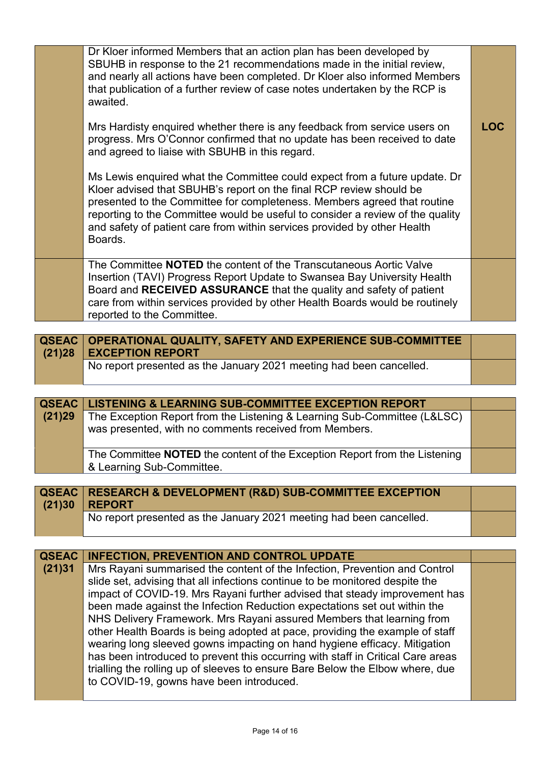| | | |
|---|---|---|
| | Dr Kloer informed Members that an action plan has been developed by SBUHB in response to the 21 recommendations made in the initial review, and nearly all actions have been completed. Dr Kloer also informed Members that publication of a further review of case notes undertaken by the RCP is awaited.<br><br>Mrs Hardisty enquired whether there is any feedback from service users on progress. Mrs O'Connor confirmed that no update has been received to date and agreed to liaise with SBUHB in this regard.<br><br>Ms Lewis enquired what the Committee could expect from a future update. Dr Kloer advised that SBUHB's report on the final RCP review should be presented to the Committee for completeness. Members agreed that routine reporting to the Committee would be useful to consider a review of the quality and safety of patient care from within services provided by other Health Boards. | **LOC** |
| | The Committee **NOTED** the content of the Transcutaneous Aortic Valve Insertion (TAVI) Progress Report Update to Swansea Bay University Health Board and **RECEIVED ASSURANCE** that the quality and safety of patient care from within services provided by other Health Boards would be routinely reported to the Committee. | |

| | | |
|---|---|---|
| **QSEAC (21)28** | **OPERATIONAL QUALITY, SAFETY AND EXPERIENCE SUB-COMMITTEE EXCEPTION REPORT** | |
| | No report presented as the January 2021 meeting had been cancelled. | |

| | | |
|---|---|---|
| **QSEAC (21)29** | **LISTENING & LEARNING SUB-COMMITTEE EXCEPTION REPORT** | |
| | The Exception Report from the Listening & Learning Sub-Committee (L&LSC) was presented, with no comments received from Members. | |
| | The Committee **NOTED** the content of the Exception Report from the Listening & Learning Sub-Committee. | |

| | | |
|---|---|---|
| **QSEAC (21)30** | **RESEARCH & DEVELOPMENT (R&D) SUB-COMMITTEE EXCEPTION REPORT** | |
| | No report presented as the January 2021 meeting had been cancelled. | |

| | | |
|---|---|---|
| **QSEAC (21)31** | **INFECTION, PREVENTION AND CONTROL UPDATE** | |
| | Mrs Rayani summarised the content of the Infection, Prevention and Control slide set, advising that all infections continue to be monitored despite the impact of COVID-19. Mrs Rayani further advised that steady improvement has been made against the Infection Reduction expectations set out within the NHS Delivery Framework. Mrs Rayani assured Members that learning from other Health Boards is being adopted at pace, providing the example of staff wearing long sleeved gowns impacting on hand hygiene efficacy. Mitigation has been introduced to prevent this occurring with staff in Critical Care areas trialling the rolling up of sleeves to ensure Bare Below the Elbow where, due to COVID-19, gowns have been introduced. | |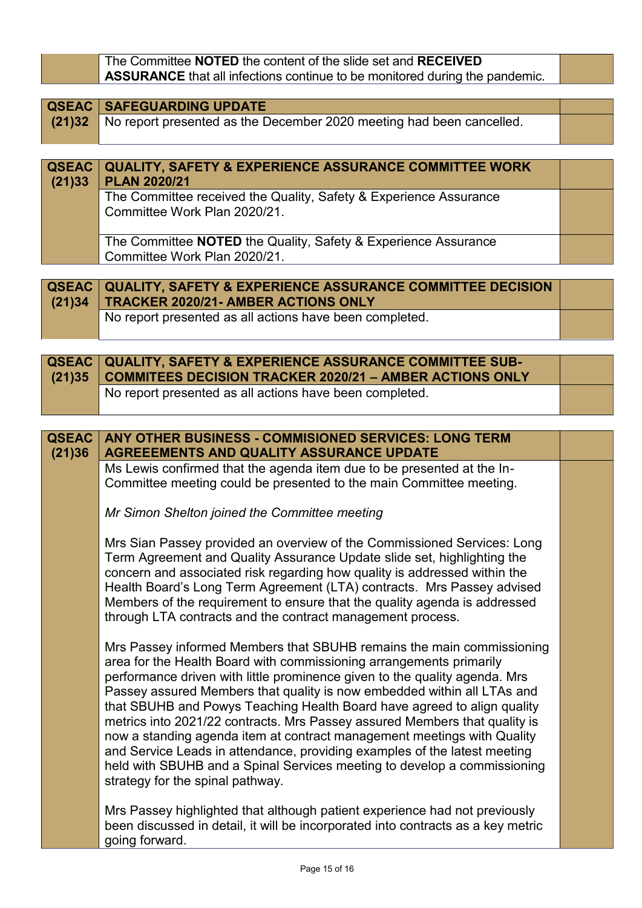| | | |
|---|---|---|
| | The Committee **NOTED** the content of the slide set and **RECEIVED ASSURANCE** that all infections continue to be monitored during the pandemic. | |

| | | |
|---|---|---|
| **QSEAC (21)32** | **SAFEGUARDING UPDATE** | |
| | No report presented as the December 2020 meeting had been cancelled. | |

| | | |
|---|---|---|
| **QSEAC (21)33** | **QUALITY, SAFETY & EXPERIENCE ASSURANCE COMMITTEE WORK PLAN 2020/21** | |
| | The Committee received the Quality, Safety & Experience Assurance Committee Work Plan 2020/21. | |
| | The Committee **NOTED** the Quality, Safety & Experience Assurance Committee Work Plan 2020/21. | |

| | | |
|---|---|---|
| **QSEAC (21)34** | **QUALITY, SAFETY & EXPERIENCE ASSURANCE COMMITTEE DECISION TRACKER 2020/21- AMBER ACTIONS ONLY** | |
| | No report presented as all actions have been completed. | |

| | | |
|---|---|---|
| **QSEAC (21)35** | **QUALITY, SAFETY & EXPERIENCE ASSURANCE COMMITTEE SUB-COMMITEES DECISION TRACKER 2020/21 – AMBER ACTIONS ONLY** | |
| | No report presented as all actions have been completed. | |

| | | |
|---|---|---|
| **QSEAC (21)36** | **ANY OTHER BUSINESS - COMMISIONED SERVICES: LONG TERM AGREEEMENTS AND QUALITY ASSURANCE UPDATE** | |
| | Ms Lewis confirmed that the agenda item due to be presented at the In-Committee meeting could be presented to the main Committee meeting.<br><br>*Mr Simon Shelton joined the Committee meeting*<br><br>Mrs Sian Passey provided an overview of the Commissioned Services: Long Term Agreement and Quality Assurance Update slide set, highlighting the concern and associated risk regarding how quality is addressed within the Health Board's Long Term Agreement (LTA) contracts. Mrs Passey advised Members of the requirement to ensure that the quality agenda is addressed through LTA contracts and the contract management process.<br><br>Mrs Passey informed Members that SBUHB remains the main commissioning area for the Health Board with commissioning arrangements primarily performance driven with little prominence given to the quality agenda. Mrs Passey assured Members that quality is now embedded within all LTAs and that SBUHB and Powys Teaching Health Board have agreed to align quality metrics into 2021/22 contracts. Mrs Passey assured Members that quality is now a standing agenda item at contract management meetings with Quality and Service Leads in attendance, providing examples of the latest meeting held with SBUHB and a Spinal Services meeting to develop a commissioning strategy for the spinal pathway.<br><br>Mrs Passey highlighted that although patient experience had not previously been discussed in detail, it will be incorporated into contracts as a key metric going forward. | |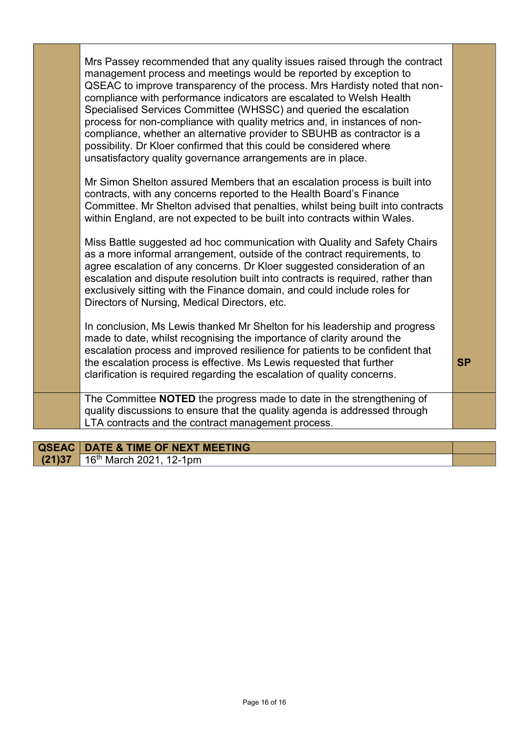| | | |
|---|---|---|
| | Mrs Passey recommended that any quality issues raised through the contract management process and meetings would be reported by exception to QSEAC to improve transparency of the process. Mrs Hardisty noted that non-compliance with performance indicators are escalated to Welsh Health Specialised Services Committee (WHSSC) and queried the escalation process for non-compliance with quality metrics and, in instances of non-compliance, whether an alternative provider to SBUHB as contractor is a possibility. Dr Kloer confirmed that this could be considered where unsatisfactory quality governance arrangements are in place.<br><br>Mr Simon Shelton assured Members that an escalation process is built into contracts, with any concerns reported to the Health Board's Finance Committee. Mr Shelton advised that penalties, whilst being built into contracts within England, are not expected to be built into contracts within Wales.<br><br>Miss Battle suggested ad hoc communication with Quality and Safety Chairs as a more informal arrangement, outside of the contract requirements, to agree escalation of any concerns. Dr Kloer suggested consideration of an escalation and dispute resolution built into contracts is required, rather than exclusively sitting with the Finance domain, and could include roles for Directors of Nursing, Medical Directors, etc.<br><br>In conclusion, Ms Lewis thanked Mr Shelton for his leadership and progress made to date, whilst recognising the importance of clarity around the escalation process and improved resilience for patients to be confident that the escalation process is effective. Ms Lewis requested that further clarification is required regarding the escalation of quality concerns. | **SP** |
| | The Committee **NOTED** the progress made to date in the strengthening of quality discussions to ensure that the quality agenda is addressed through LTA contracts and the contract management process. | |

| **QSEAC (21)37** | **DATE & TIME OF NEXT MEETING** | |
|---|---|---|
| | 16th March 2021, 12-1pm | |